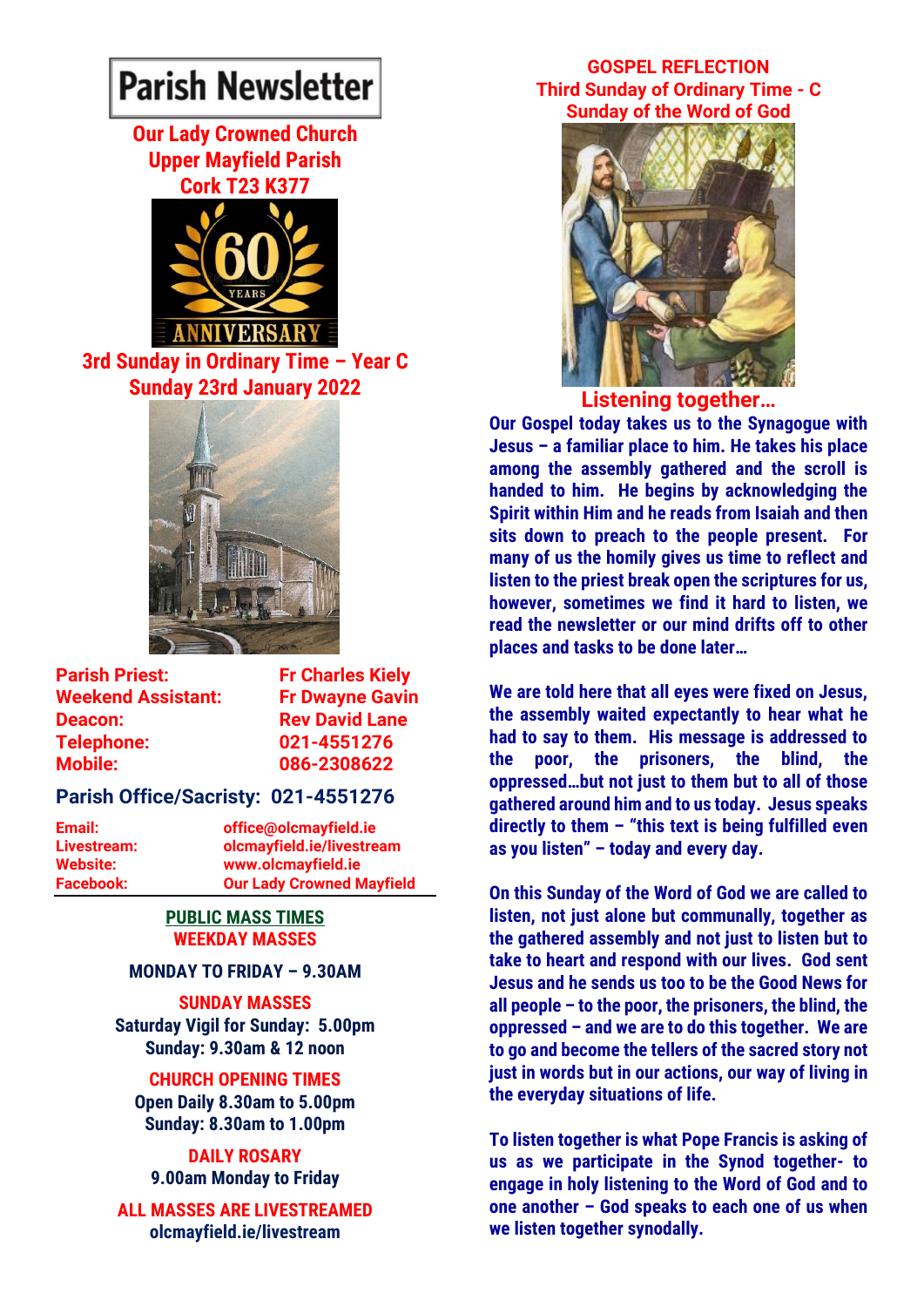# Parish Newsletter

## Our Lady Crowned Church
## Upper Mayfield Parish
## Cork T23 K377

### 3rd Sunday in Ordinary Time – Year C
### Sunday 23rd January 2022

| | |
|---|---|
| **Parish Priest:** | **Fr Charles Kiely** |
| **Weekend Assistant:** | **Fr Dwayne Gavin** |
| **Deacon:** | **Rev David Lane** |
| **Telephone:** | **021-4551276** |
| **Mobile:** | **086-2308622** |

**Parish Office/Sacristy: 021-4551276**

| | |
|---|---|
| **Email:** | **office@olcmayfield.ie** |
| **Livestream:** | **olcmayfield.ie/livestream** |
| **Website:** | **www.olcmayfield.ie** |
| **Facebook:** | **Our Lady Crowned Mayfield** |

**PUBLIC MASS TIMES**

**WEEKDAY MASSES**

**MONDAY TO FRIDAY – 9.30AM**

**SUNDAY MASSES**

**Saturday Vigil for Sunday: 5.00pm**
**Sunday: 9.30am & 12 noon**

**CHURCH OPENING TIMES**

**Open Daily 8.30am to 5.00pm**
**Sunday: 8.30am to 1.00pm**

**DAILY ROSARY**

**9.00am Monday to Friday**

**ALL MASSES ARE LIVESTREAMED**

**olcmayfield.ie/livestream**

## GOSPEL REFLECTION
### Third Sunday of Ordinary Time - C
### Sunday of the Word of God

### Listening together…

**Our Gospel today takes us to the Synagogue with Jesus – a familiar place to him. He takes his place among the assembly gathered and the scroll is handed to him. He begins by acknowledging the Spirit within Him and he reads from Isaiah and then sits down to preach to the people present. For many of us the homily gives us time to reflect and listen to the priest break open the scriptures for us, however, sometimes we find it hard to listen, we read the newsletter or our mind drifts off to other places and tasks to be done later…**

**We are told here that all eyes were fixed on Jesus, the assembly waited expectantly to hear what he had to say to them. His message is addressed to the poor, the prisoners, the blind, the oppressed…but not just to them but to all of those gathered around him and to us today. Jesus speaks directly to them – "this text is being fulfilled even as you listen" – today and every day.**

**On this Sunday of the Word of God we are called to listen, not just alone but communally, together as the gathered assembly and not just to listen but to take to heart and respond with our lives. God sent Jesus and he sends us too to be the Good News for all people – to the poor, the prisoners, the blind, the oppressed – and we are to do this together. We are to go and become the tellers of the sacred story not just in words but in our actions, our way of living in the everyday situations of life.**

**To listen together is what Pope Francis is asking of us as we participate in the Synod together- to engage in holy listening to the Word of God and to one another – God speaks to each one of us when we listen together synodally.**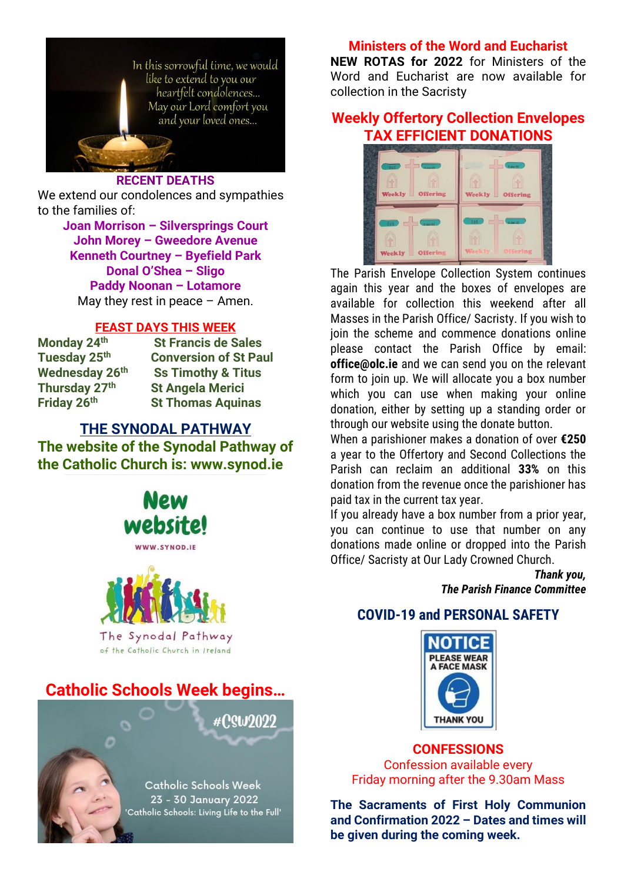In this sorrowful time, we would like to extend to you our heartfelt condolences... May our Lord comfort you and your loved ones...

## RECENT DEATHS

We extend our condolences and sympathies to the families of:

**Joan Morrison – Silversprings Court**
**John Morey – Gweedore Avenue**
**Kenneth Courtney – Byefield Park**
**Donal O'Shea – Sligo**
**Paddy Noonan – Lotamore**

May they rest in peace – Amen.

## FEAST DAYS THIS WEEK

| | |
|---|---|
| **Monday 24th** | **St Francis de Sales** |
| **Tuesday 25th** | **Conversion of St Paul** |
| **Wednesday 26th** | **Ss Timothy & Titus** |
| **Thursday 27th** | **St Angela Merici** |
| **Friday 26th** | **St Thomas Aquinas** |

## THE SYNODAL PATHWAY

**The website of the Synodal Pathway of the Catholic Church is: www.synod.ie**

New website!
WWW.SYNOD.IE

The Synodal Pathway of the Catholic Church in Ireland

## Catholic Schools Week begins…

#CSW2022

Catholic Schools Week
23 - 30 January 2022
'Catholic Schools: Living Life to the Full'

## Ministers of the Word and Eucharist

**NEW ROTAS for 2022** for Ministers of the Word and Eucharist are now available for collection in the Sacristy

## Weekly Offertory Collection Envelopes TAX EFFICIENT DONATIONS

The Parish Envelope Collection System continues again this year and the boxes of envelopes are available for collection this weekend after all Masses in the Parish Office/ Sacristy. If you wish to join the scheme and commence donations online please contact the Parish Office by email: **office@olc.ie** and we can send you on the relevant form to join up. We will allocate you a box number which you can use when making your online donation, either by setting up a standing order or through our website using the donate button.

When a parishioner makes a donation of over **€250** a year to the Offertory and Second Collections the Parish can reclaim an additional **33%** on this donation from the revenue once the parishioner has paid tax in the current tax year.

If you already have a box number from a prior year, you can continue to use that number on any donations made online or dropped into the Parish Office/ Sacristy at Our Lady Crowned Church.

***Thank you,***
***The Parish Finance Committee***

## COVID-19 and PERSONAL SAFETY

NOTICE
PLEASE WEAR A FACE MASK
THANK YOU

## CONFESSIONS

Confession available every Friday morning after the 9.30am Mass

**The Sacraments of First Holy Communion and Confirmation 2022 – Dates and times will be given during the coming week.**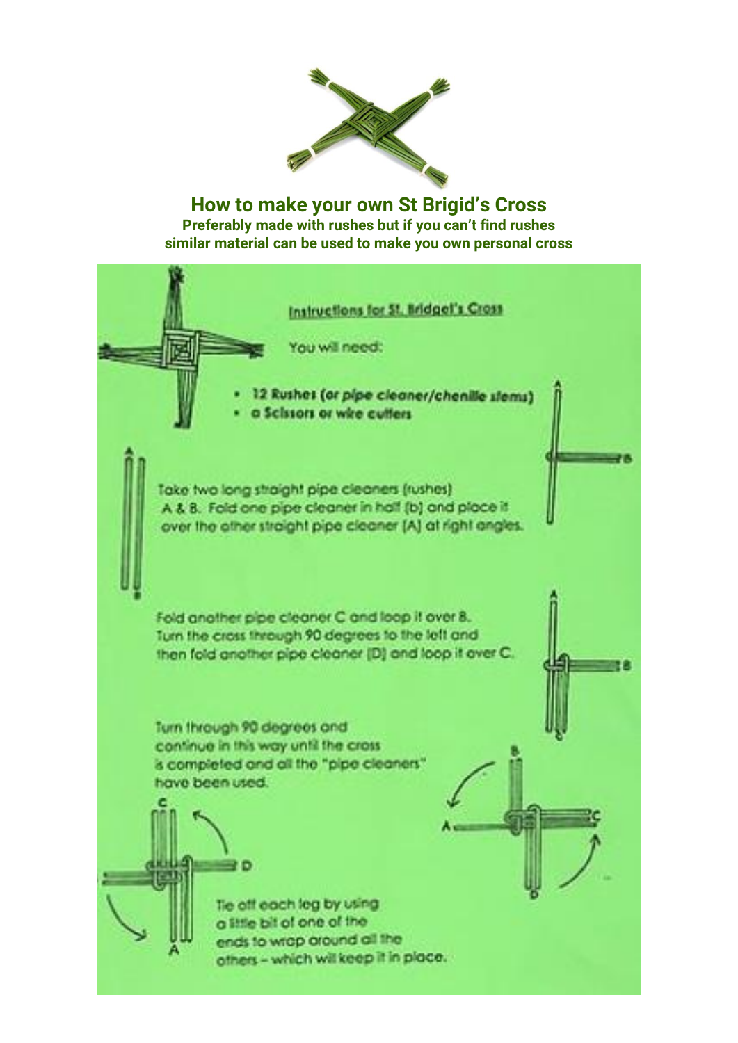## How to make your own St Brigid's Cross

**Preferably made with rushes but if you can't find rushes similar material can be used to make you own personal cross**

### Instructions for St. Bridget's Cross

You will need:

- 12 Rushes (or *pipe cleaner/chenille stems*)
- a Scissors or wire cutters

Take two long straight pipe cleaners (rushes) A & B. Fold one pipe cleaner in half (b) and place it over the other straight pipe cleaner (A) at right angles.

Fold another pipe cleaner C and loop it over B. Turn the cross through 90 degrees to the left and then fold another pipe cleaner [D] and loop it over C.

Turn through 90 degrees and continue in this way until the cross is completed and all the "pipe cleaners" have been used.

Tie off each leg by using a little bit of one of the ends to wrap around all the others – which will keep it in place.